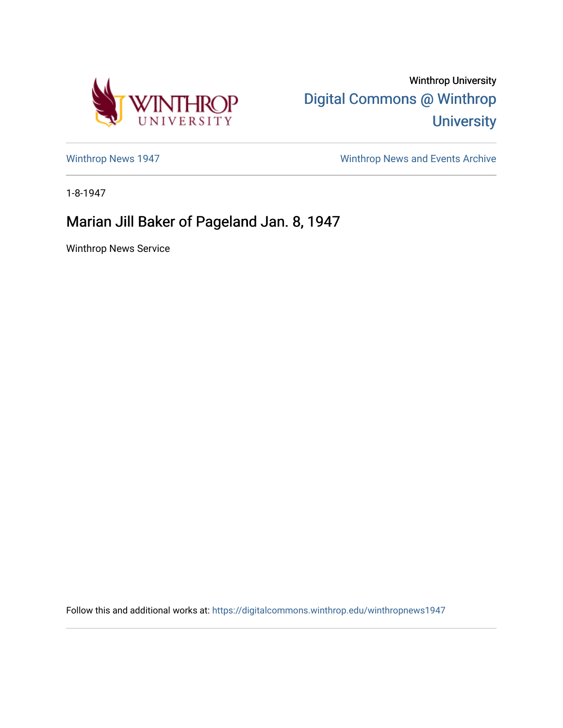Winthrop University

Digital Commons @ Winthrop University

Winthrop News 1947

Winthrop News and Events Archive

1-8-1947

# Marian Jill Baker of Pageland Jan. 8, 1947

Winthrop News Service

Follow this and additional works at: https://digitalcommons.winthrop.edu/winthropnews1947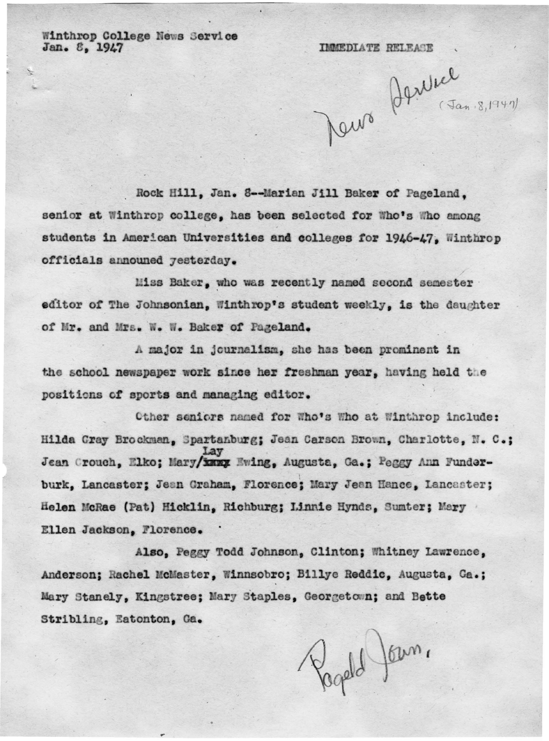Winthrop College News Service
Jan. 8, 1947

IMMEDIATE RELEASE

News Service (Jan. 8, 1947)

Rock Hill, Jan. 8--Marian Jill Baker of Pageland, senior at Winthrop college, has been selected for Who's Who among students in American Universities and colleges for 1946-47, Winthrop officials anounced yesterday.

Miss Baker, who was recently named second semester editor of The Johnsonian, Winthrop's student weekly, is the daughter of Mr. and Mrs. W. W. Baker of Pageland.

A major in journalism, she has been prominent in the school newspaper work since her freshman year, having held the positions of sports and managing editor.

Other seniors named for Who's Who at Winthrop include: Hilda Gray Brockman, Spartanburg; Jean Carson Brown, Charlotte, N. C.; Jean Crouch, Elko; Mary Lay Ewing, Augusta, Ga.; Peggy Ann Funderburk, Lancaster; Jean Graham, Florence; Mary Jean Hance, Lancaster; Helen McRae (Pat) Hicklin, Richburg; Linnie Hynds, Sumter; Mary Ellen Jackson, Florence.

Also, Peggy Todd Johnson, Clinton; Whitney Lawrence, Anderson; Rachel McMaster, Winnsobro; Billye Reddic, Augusta, Ga.; Mary Stanely, Kingstree; Mary Staples, Georgetown; and Bette Stribling, Eatonton, Ga.

Pageld Journ.